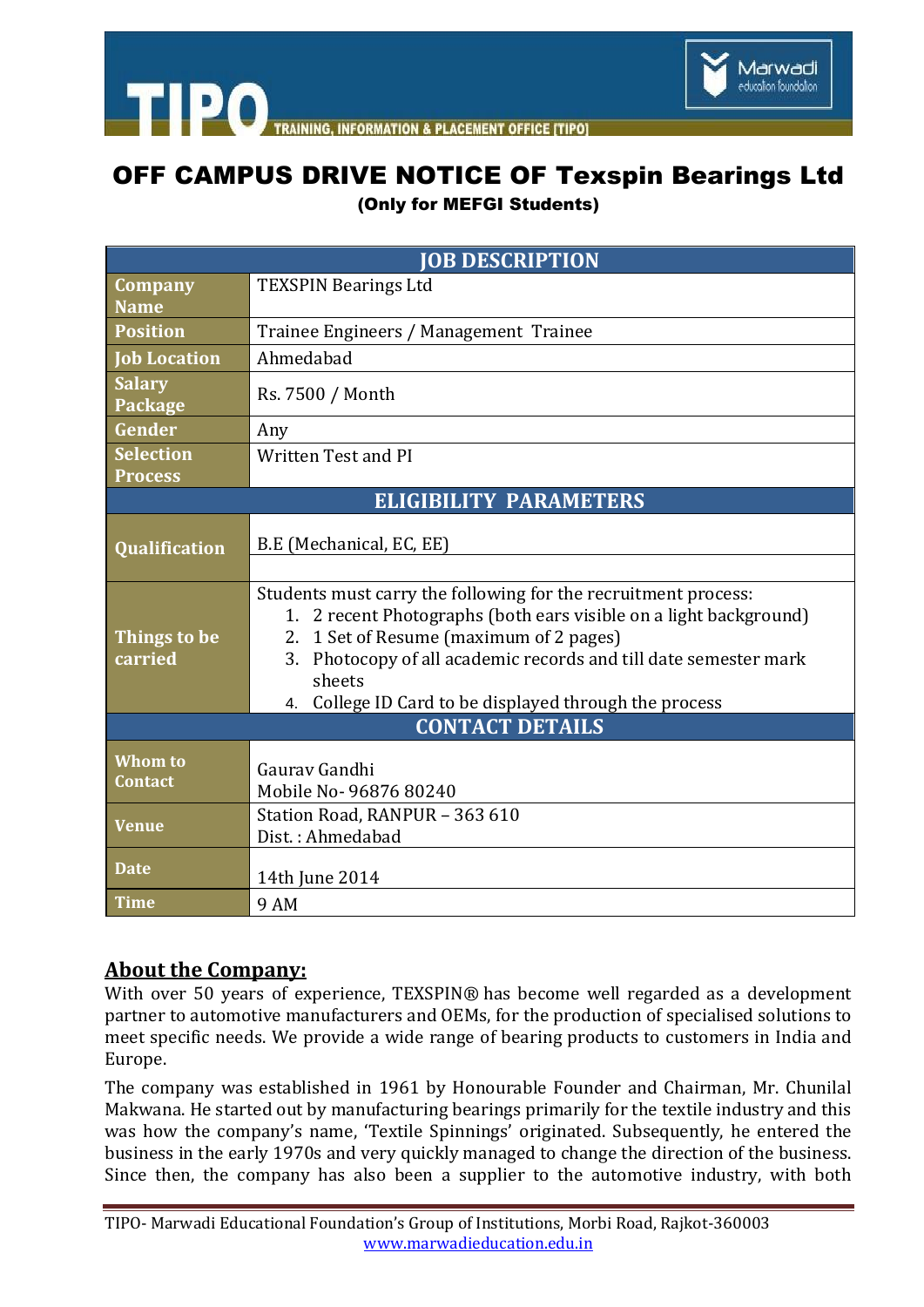# OFF CAMPUS DRIVE NOTICE OF Texspin Bearings Ltd

**(Only for MEFGI Students)**

| JOB DESCRIPTION | |
|---|---|
| **Company Name** | TEXSPIN Bearings Ltd |
| **Position** | Trainee Engineers / Management Trainee |
| **Job Location** | Ahmedabad |
| **Salary Package** | Rs. 7500 / Month |
| **Gender** | Any |
| **Selection Process** | Written Test and PI |
| **ELIGIBILITY PARAMETERS** | |
| **Qualification** | B.E (Mechanical, EC, EE) |
| **Things to be carried** | Students must carry the following for the recruitment process:<br>1. 2 recent Photographs (both ears visible on a light background)<br>2. 1 Set of Resume (maximum of 2 pages)<br>3. Photocopy of all academic records and till date semester mark sheets<br>4. College ID Card to be displayed through the process |
| **CONTACT DETAILS** | |
| **Whom to Contact** | Gaurav Gandhi<br>Mobile No- 96876 80240 |
| **Venue** | Station Road, RANPUR – 363 610<br>Dist. : Ahmedabad |
| **Date** | 14th June 2014 |
| **Time** | 9 AM |

## About the Company:

With over 50 years of experience, TEXSPIN® has become well regarded as a development partner to automotive manufacturers and OEMs, for the production of specialised solutions to meet specific needs. We provide a wide range of bearing products to customers in India and Europe.

The company was established in 1961 by Honourable Founder and Chairman, Mr. Chunilal Makwana. He started out by manufacturing bearings primarily for the textile industry and this was how the company's name, 'Textile Spinnings' originated. Subsequently, he entered the business in the early 1970s and very quickly managed to change the direction of the business. Since then, the company has also been a supplier to the automotive industry, with both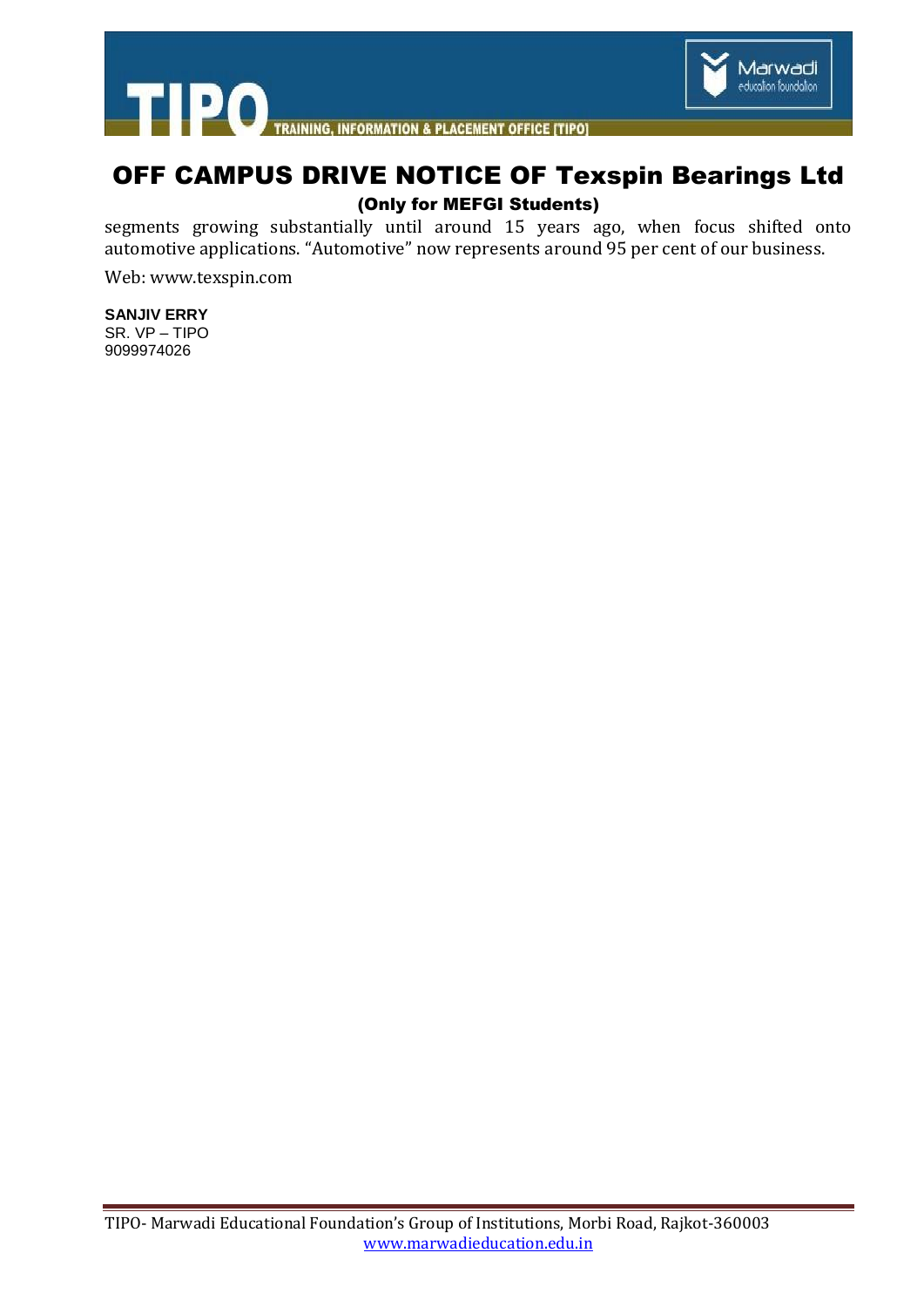# OFF CAMPUS DRIVE NOTICE OF Texspin Bearings Ltd

**(Only for MEFGI Students)**

segments growing substantially until around 15 years ago, when focus shifted onto automotive applications. "Automotive" now represents around 95 per cent of our business.

Web: www.texspin.com

**SANJIV ERRY**
SR. VP – TIPO
9099974026